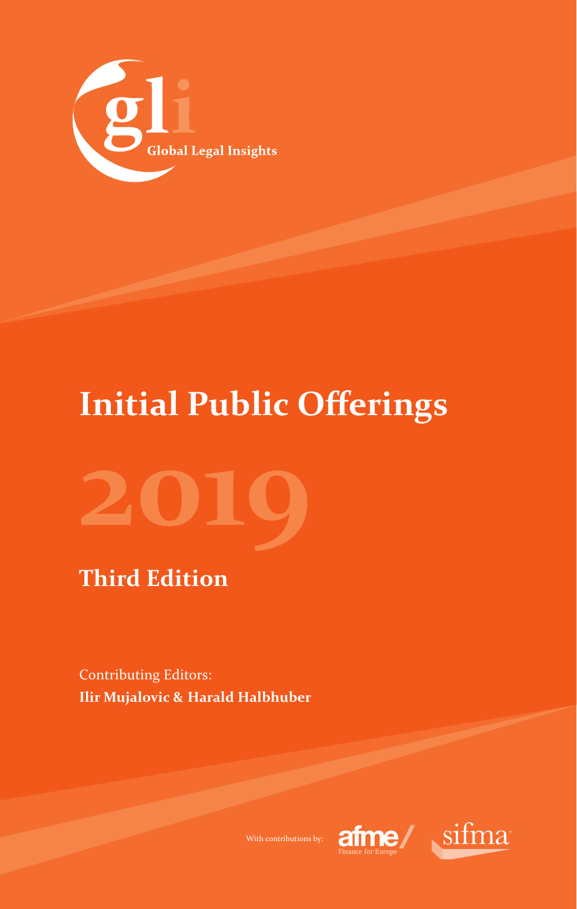gli

Global Legal Insights

# Initial Public Offerings

# 2019

## Third Edition

Contributing Editors:
**Ilir Mujalovic & Harald Halbhuber**

With contributions by: afme/ Finance for Europe sifma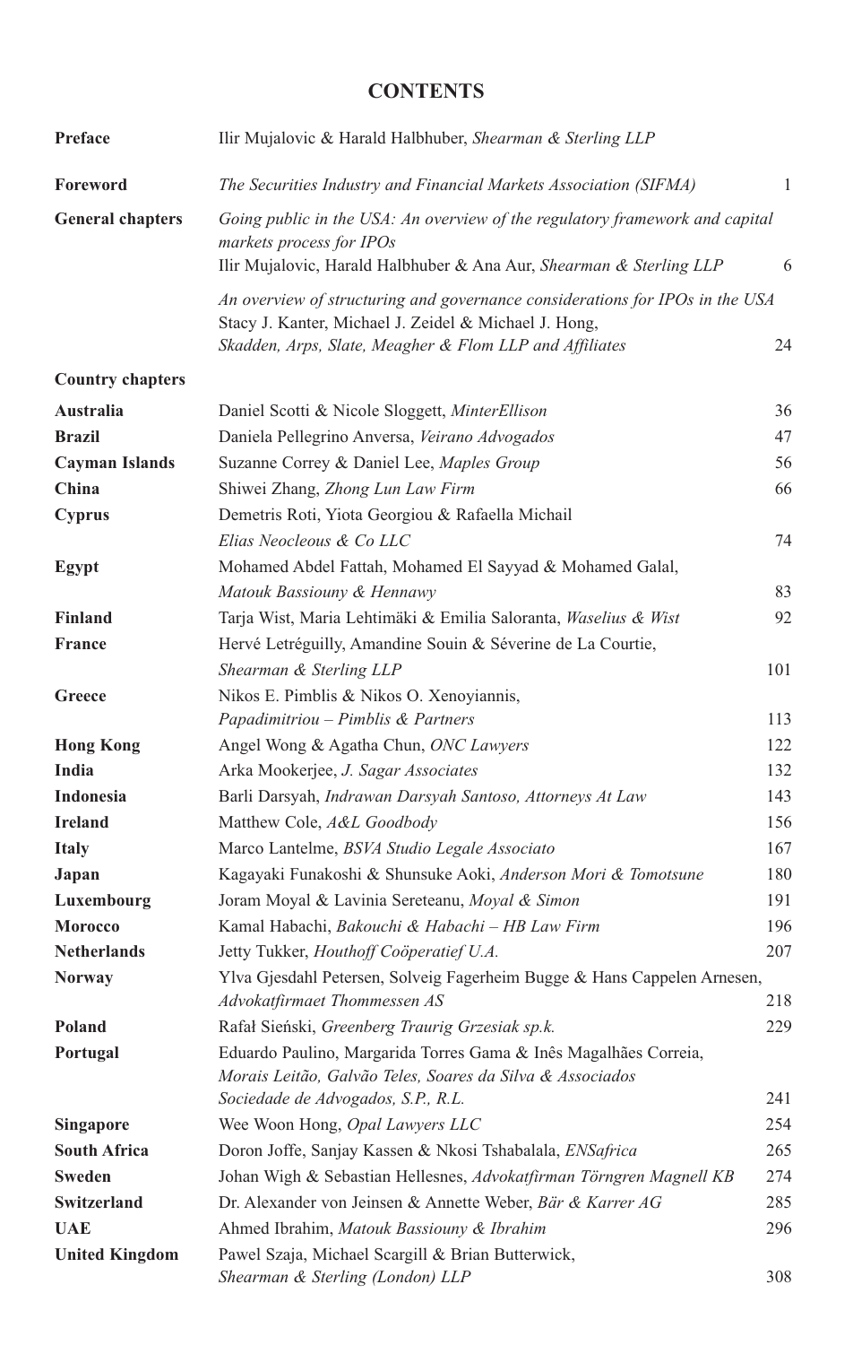# CONTENTS

| | | |
|---|---|---|
| **Preface** | Ilir Mujalovic & Harald Halbhuber, *Shearman & Sterling LLP* | |
| **Foreword** | *The Securities Industry and Financial Markets Association (SIFMA)* | 1 |
| **General chapters** | *Going public in the USA: An overview of the regulatory framework and capital markets process for IPOs* Ilir Mujalovic, Harald Halbhuber & Ana Aur, *Shearman & Sterling LLP* | 6 |
| | *An overview of structuring and governance considerations for IPOs in the USA* Stacy J. Kanter, Michael J. Zeidel & Michael J. Hong, *Skadden, Arps, Slate, Meagher & Flom LLP and Affiliates* | 24 |
| **Country chapters** | | |
| **Australia** | Daniel Scotti & Nicole Sloggett, *MinterEllison* | 36 |
| **Brazil** | Daniela Pellegrino Anversa, *Veirano Advogados* | 47 |
| **Cayman Islands** | Suzanne Correy & Daniel Lee, *Maples Group* | 56 |
| **China** | Shiwei Zhang, *Zhong Lun Law Firm* | 66 |
| **Cyprus** | Demetris Roti, Yiota Georgiou & Rafaella Michail *Elias Neocleous & Co LLC* | 74 |
| **Egypt** | Mohamed Abdel Fattah, Mohamed El Sayyad & Mohamed Galal, *Matouk Bassiouny & Hennawy* | 83 |
| **Finland** | Tarja Wist, Maria Lehtimäki & Emilia Saloranta, *Waselius & Wist* | 92 |
| **France** | Hervé Letréguilly, Amandine Souin & Séverine de La Courtie, *Shearman & Sterling LLP* | 101 |
| **Greece** | Nikos E. Pimblis & Nikos O. Xenoyiannis, *Papadimitriou – Pimblis & Partners* | 113 |
| **Hong Kong** | Angel Wong & Agatha Chun, *ONC Lawyers* | 122 |
| **India** | Arka Mookerjee, *J. Sagar Associates* | 132 |
| **Indonesia** | Barli Darsyah, *Indrawan Darsyah Santoso, Attorneys At Law* | 143 |
| **Ireland** | Matthew Cole, *A&L Goodbody* | 156 |
| **Italy** | Marco Lantelme, *BSVA Studio Legale Associato* | 167 |
| **Japan** | Kagayaki Funakoshi & Shunsuke Aoki, *Anderson Mori & Tomotsune* | 180 |
| **Luxembourg** | Joram Moyal & Lavinia Sereteanu, *Moyal & Simon* | 191 |
| **Morocco** | Kamal Habachi, *Bakouchi & Habachi – HB Law Firm* | 196 |
| **Netherlands** | Jetty Tukker, *Houthoff Coöperatief U.A.* | 207 |
| **Norway** | Ylva Gjesdahl Petersen, Solveig Fagerheim Bugge & Hans Cappelen Arnesen, *Advokatfirmaet Thommessen AS* | 218 |
| **Poland** | Rafał Sieński, *Greenberg Traurig Grzesiak sp.k.* | 229 |
| **Portugal** | Eduardo Paulino, Margarida Torres Gama & Inês Magalhães Correia, *Morais Leitão, Galvão Teles, Soares da Silva & Associados Sociedade de Advogados, S.P., R.L.* | 241 |
| **Singapore** | Wee Woon Hong, *Opal Lawyers LLC* | 254 |
| **South Africa** | Doron Joffe, Sanjay Kassen & Nkosi Tshabalala, *ENSafrica* | 265 |
| **Sweden** | Johan Wigh & Sebastian Hellesnes, *Advokatfirman Törngren Magnell KB* | 274 |
| **Switzerland** | Dr. Alexander von Jeinsen & Annette Weber, *Bär & Karrer AG* | 285 |
| **UAE** | Ahmed Ibrahim, *Matouk Bassiouny & Ibrahim* | 296 |
| **United Kingdom** | Pawel Szaja, Michael Scargill & Brian Butterwick, *Shearman & Sterling (London) LLP* | 308 |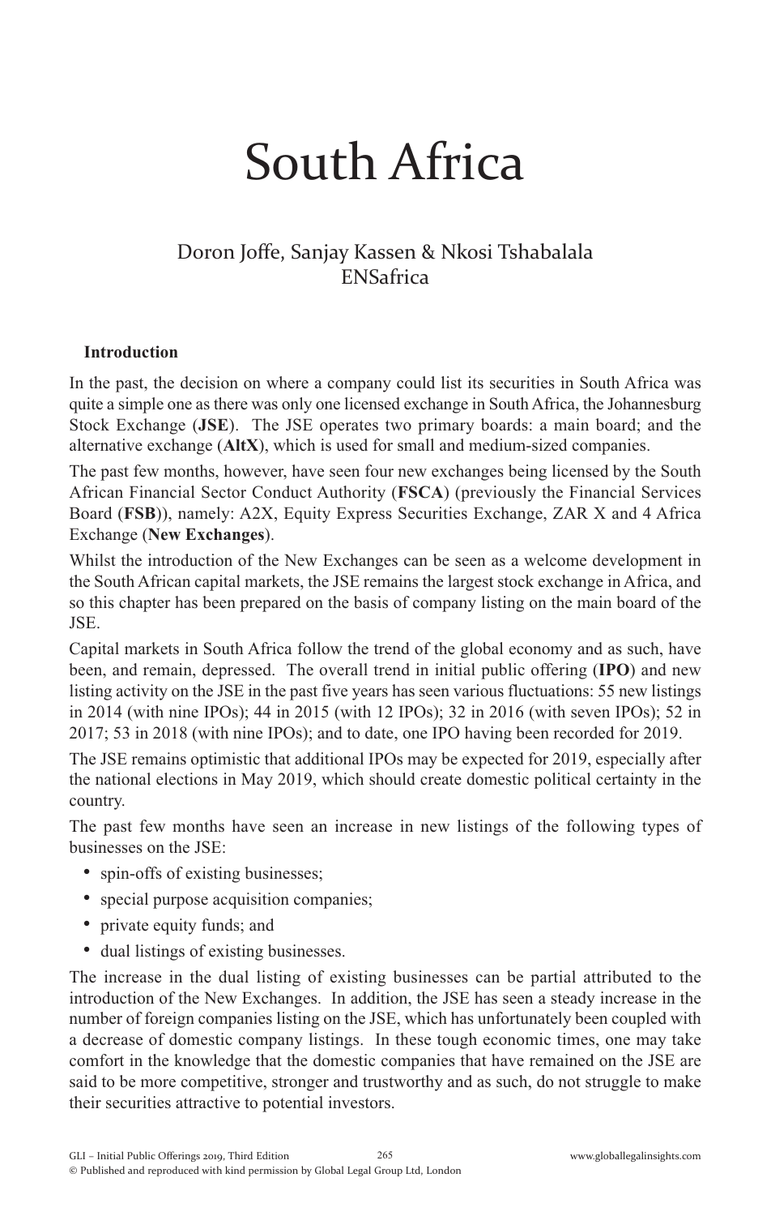# South Africa

Doron Joffe, Sanjay Kassen & Nkosi Tshabalala
ENSafrica

## Introduction

In the past, the decision on where a company could list its securities in South Africa was quite a simple one as there was only one licensed exchange in South Africa, the Johannesburg Stock Exchange (**JSE**). The JSE operates two primary boards: a main board; and the alternative exchange (**AltX**), which is used for small and medium-sized companies.

The past few months, however, have seen four new exchanges being licensed by the South African Financial Sector Conduct Authority (**FSCA**) (previously the Financial Services Board (**FSB**)), namely: A2X, Equity Express Securities Exchange, ZAR X and 4 Africa Exchange (**New Exchanges**).

Whilst the introduction of the New Exchanges can be seen as a welcome development in the South African capital markets, the JSE remains the largest stock exchange in Africa, and so this chapter has been prepared on the basis of company listing on the main board of the JSE.

Capital markets in South Africa follow the trend of the global economy and as such, have been, and remain, depressed. The overall trend in initial public offering (**IPO**) and new listing activity on the JSE in the past five years has seen various fluctuations: 55 new listings in 2014 (with nine IPOs); 44 in 2015 (with 12 IPOs); 32 in 2016 (with seven IPOs); 52 in 2017; 53 in 2018 (with nine IPOs); and to date, one IPO having been recorded for 2019.

The JSE remains optimistic that additional IPOs may be expected for 2019, especially after the national elections in May 2019, which should create domestic political certainty in the country.

The past few months have seen an increase in new listings of the following types of businesses on the JSE:

- spin-offs of existing businesses;
- special purpose acquisition companies;
- private equity funds; and
- dual listings of existing businesses.

The increase in the dual listing of existing businesses can be partial attributed to the introduction of the New Exchanges. In addition, the JSE has seen a steady increase in the number of foreign companies listing on the JSE, which has unfortunately been coupled with a decrease of domestic company listings. In these tough economic times, one may take comfort in the knowledge that the domestic companies that have remained on the JSE are said to be more competitive, stronger and trustworthy and as such, do not struggle to make their securities attractive to potential investors.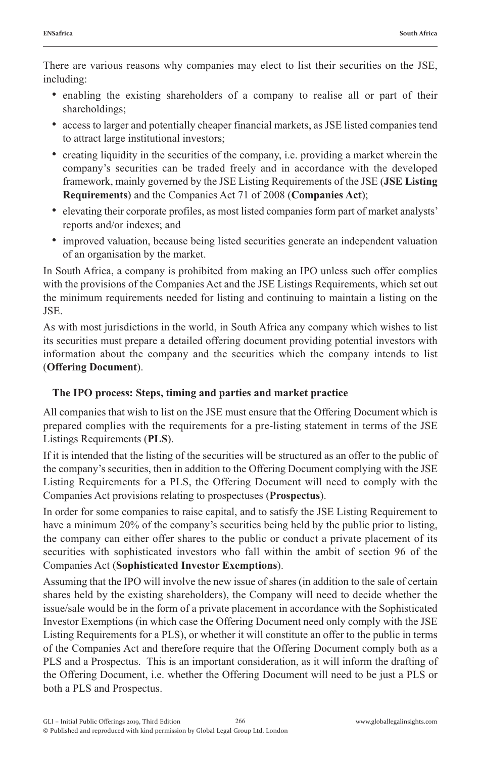There are various reasons why companies may elect to list their securities on the JSE, including:

- enabling the existing shareholders of a company to realise all or part of their shareholdings;
- access to larger and potentially cheaper financial markets, as JSE listed companies tend to attract large institutional investors;
- creating liquidity in the securities of the company, i.e. providing a market wherein the company's securities can be traded freely and in accordance with the developed framework, mainly governed by the JSE Listing Requirements of the JSE (**JSE Listing Requirements**) and the Companies Act 71 of 2008 (**Companies Act**);
- elevating their corporate profiles, as most listed companies form part of market analysts' reports and/or indexes; and
- improved valuation, because being listed securities generate an independent valuation of an organisation by the market.

In South Africa, a company is prohibited from making an IPO unless such offer complies with the provisions of the Companies Act and the JSE Listings Requirements, which set out the minimum requirements needed for listing and continuing to maintain a listing on the JSE.

As with most jurisdictions in the world, in South Africa any company which wishes to list its securities must prepare a detailed offering document providing potential investors with information about the company and the securities which the company intends to list (**Offering Document**).

## The IPO process: Steps, timing and parties and market practice

All companies that wish to list on the JSE must ensure that the Offering Document which is prepared complies with the requirements for a pre-listing statement in terms of the JSE Listings Requirements (**PLS**).

If it is intended that the listing of the securities will be structured as an offer to the public of the company's securities, then in addition to the Offering Document complying with the JSE Listing Requirements for a PLS, the Offering Document will need to comply with the Companies Act provisions relating to prospectuses (**Prospectus**).

In order for some companies to raise capital, and to satisfy the JSE Listing Requirement to have a minimum 20% of the company's securities being held by the public prior to listing, the company can either offer shares to the public or conduct a private placement of its securities with sophisticated investors who fall within the ambit of section 96 of the Companies Act (**Sophisticated Investor Exemptions**).

Assuming that the IPO will involve the new issue of shares (in addition to the sale of certain shares held by the existing shareholders), the Company will need to decide whether the issue/sale would be in the form of a private placement in accordance with the Sophisticated Investor Exemptions (in which case the Offering Document need only comply with the JSE Listing Requirements for a PLS), or whether it will constitute an offer to the public in terms of the Companies Act and therefore require that the Offering Document comply both as a PLS and a Prospectus. This is an important consideration, as it will inform the drafting of the Offering Document, i.e. whether the Offering Document will need to be just a PLS or both a PLS and Prospectus.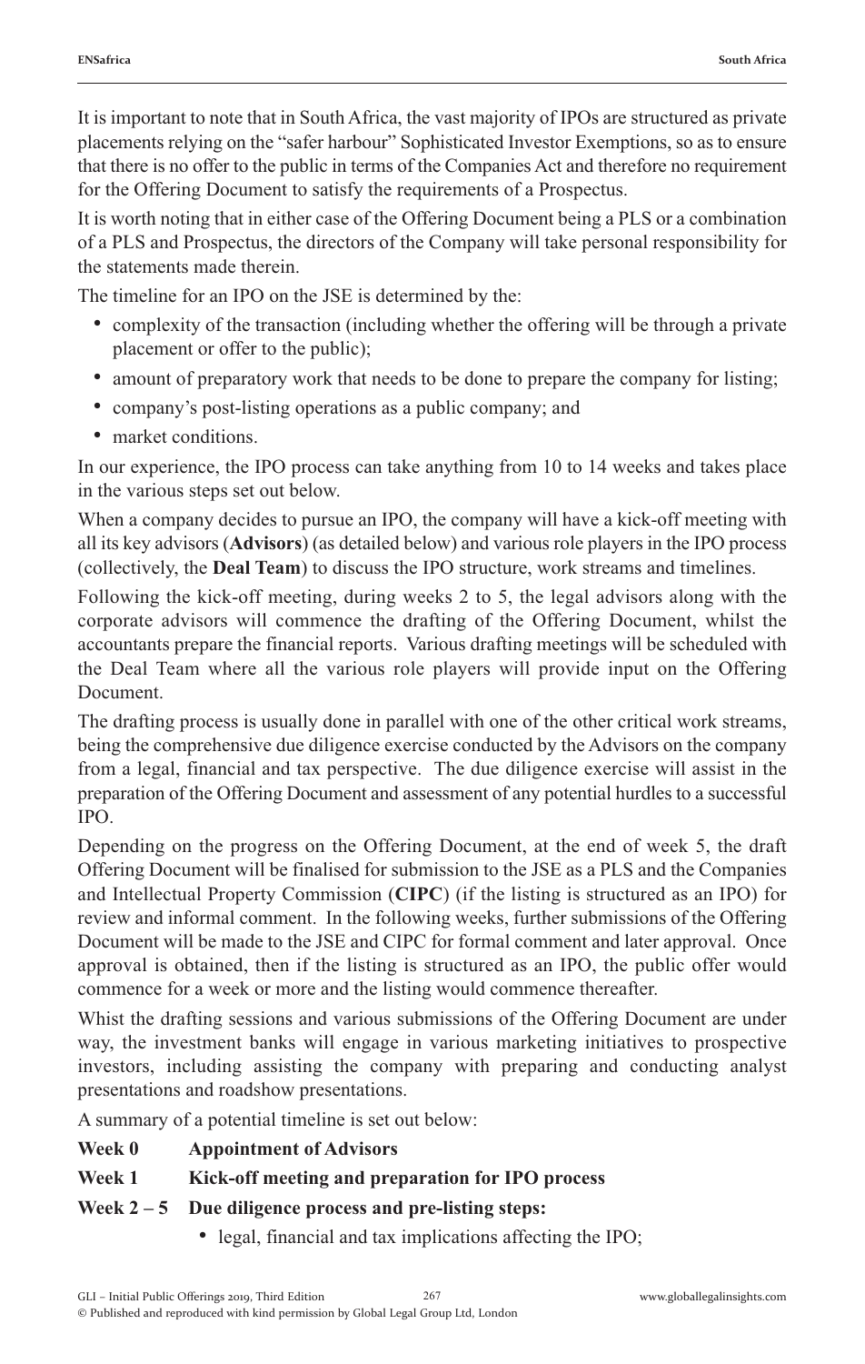It is important to note that in South Africa, the vast majority of IPOs are structured as private placements relying on the "safer harbour" Sophisticated Investor Exemptions, so as to ensure that there is no offer to the public in terms of the Companies Act and therefore no requirement for the Offering Document to satisfy the requirements of a Prospectus.

It is worth noting that in either case of the Offering Document being a PLS or a combination of a PLS and Prospectus, the directors of the Company will take personal responsibility for the statements made therein.

The timeline for an IPO on the JSE is determined by the:

- complexity of the transaction (including whether the offering will be through a private placement or offer to the public);
- amount of preparatory work that needs to be done to prepare the company for listing;
- company's post-listing operations as a public company; and
- market conditions.

In our experience, the IPO process can take anything from 10 to 14 weeks and takes place in the various steps set out below.

When a company decides to pursue an IPO, the company will have a kick-off meeting with all its key advisors (**Advisors**) (as detailed below) and various role players in the IPO process (collectively, the **Deal Team**) to discuss the IPO structure, work streams and timelines.

Following the kick-off meeting, during weeks 2 to 5, the legal advisors along with the corporate advisors will commence the drafting of the Offering Document, whilst the accountants prepare the financial reports. Various drafting meetings will be scheduled with the Deal Team where all the various role players will provide input on the Offering Document.

The drafting process is usually done in parallel with one of the other critical work streams, being the comprehensive due diligence exercise conducted by the Advisors on the company from a legal, financial and tax perspective. The due diligence exercise will assist in the preparation of the Offering Document and assessment of any potential hurdles to a successful IPO.

Depending on the progress on the Offering Document, at the end of week 5, the draft Offering Document will be finalised for submission to the JSE as a PLS and the Companies and Intellectual Property Commission (**CIPC**) (if the listing is structured as an IPO) for review and informal comment. In the following weeks, further submissions of the Offering Document will be made to the JSE and CIPC for formal comment and later approval. Once approval is obtained, then if the listing is structured as an IPO, the public offer would commence for a week or more and the listing would commence thereafter.

Whist the drafting sessions and various submissions of the Offering Document are under way, the investment banks will engage in various marketing initiatives to prospective investors, including assisting the company with preparing and conducting analyst presentations and roadshow presentations.

A summary of a potential timeline is set out below:

**Week 0 Appointment of Advisors**

**Week 1 Kick-off meeting and preparation for IPO process**

**Week 2 – 5 Due diligence process and pre-listing steps:**

- legal, financial and tax implications affecting the IPO;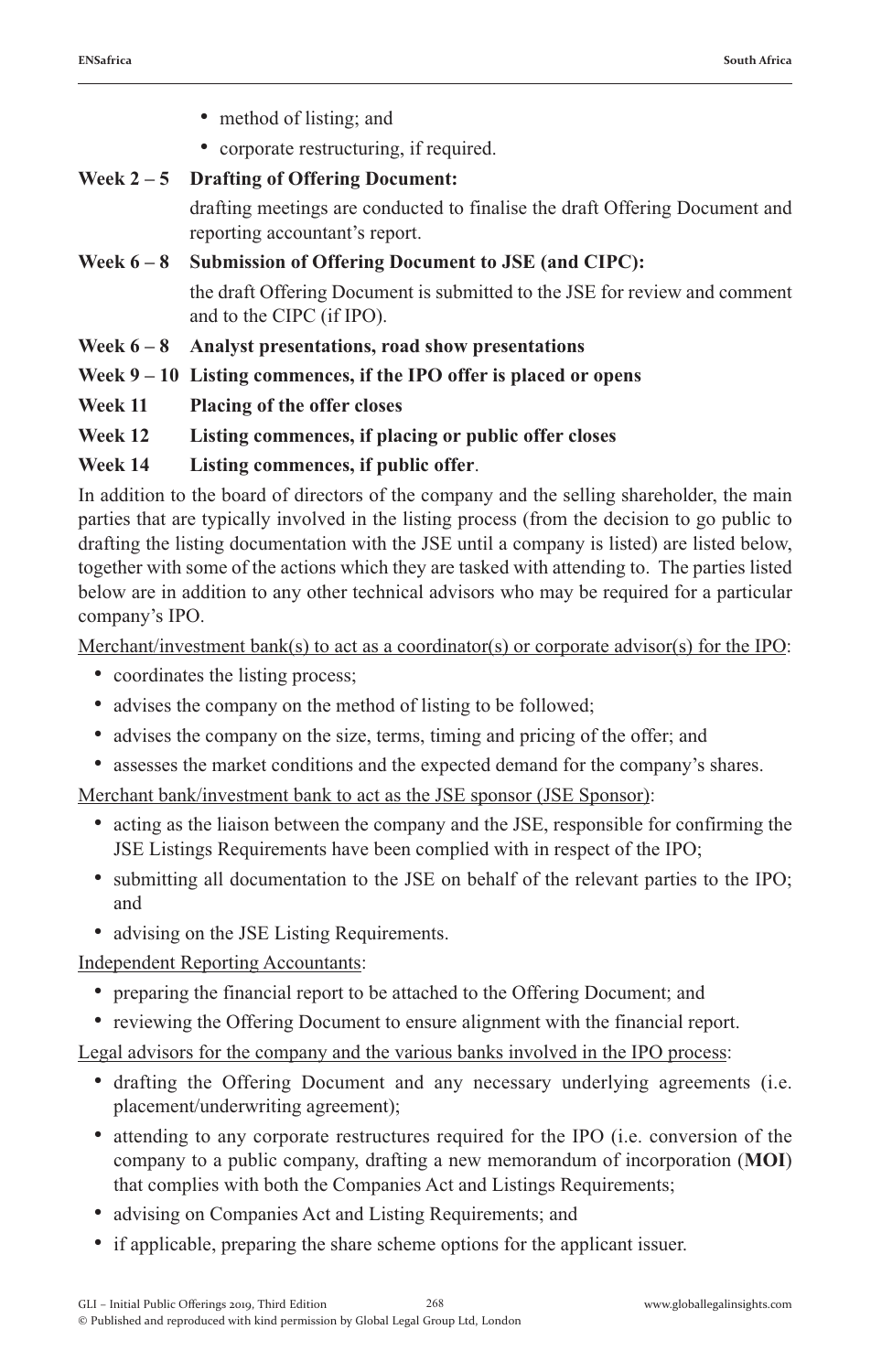- method of listing; and
- corporate restructuring, if required.

**Week 2 – 5 Drafting of Offering Document:**

drafting meetings are conducted to finalise the draft Offering Document and reporting accountant's report.

**Week 6 – 8 Submission of Offering Document to JSE (and CIPC):**

the draft Offering Document is submitted to the JSE for review and comment and to the CIPC (if IPO).

**Week 6 – 8 Analyst presentations, road show presentations**

**Week 9 – 10 Listing commences, if the IPO offer is placed or opens**

**Week 11 Placing of the offer closes**

**Week 12 Listing commences, if placing or public offer closes**

**Week 14 Listing commences, if public offer**.

In addition to the board of directors of the company and the selling shareholder, the main parties that are typically involved in the listing process (from the decision to go public to drafting the listing documentation with the JSE until a company is listed) are listed below, together with some of the actions which they are tasked with attending to. The parties listed below are in addition to any other technical advisors who may be required for a particular company's IPO.

Merchant/investment bank(s) to act as a coordinator(s) or corporate advisor(s) for the IPO:

- coordinates the listing process;
- advises the company on the method of listing to be followed;
- advises the company on the size, terms, timing and pricing of the offer; and
- assesses the market conditions and the expected demand for the company's shares.

Merchant bank/investment bank to act as the JSE sponsor (JSE Sponsor):

- acting as the liaison between the company and the JSE, responsible for confirming the JSE Listings Requirements have been complied with in respect of the IPO;
- submitting all documentation to the JSE on behalf of the relevant parties to the IPO; and
- advising on the JSE Listing Requirements.

Independent Reporting Accountants:

- preparing the financial report to be attached to the Offering Document; and
- reviewing the Offering Document to ensure alignment with the financial report.

Legal advisors for the company and the various banks involved in the IPO process:

- drafting the Offering Document and any necessary underlying agreements (i.e. placement/underwriting agreement);
- attending to any corporate restructures required for the IPO (i.e. conversion of the company to a public company, drafting a new memorandum of incorporation (**MOI**) that complies with both the Companies Act and Listings Requirements;
- advising on Companies Act and Listing Requirements; and
- if applicable, preparing the share scheme options for the applicant issuer.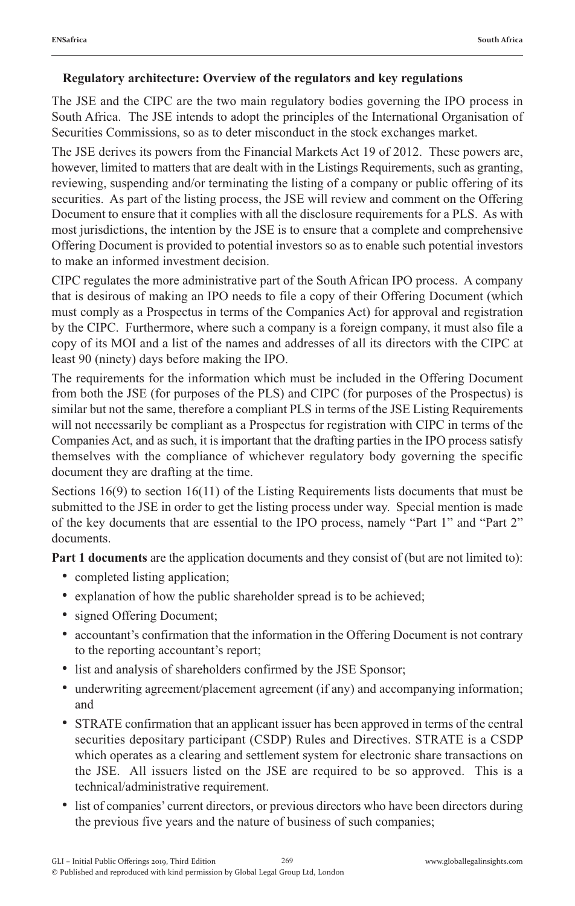## Regulatory architecture: Overview of the regulators and key regulations

The JSE and the CIPC are the two main regulatory bodies governing the IPO process in South Africa. The JSE intends to adopt the principles of the International Organisation of Securities Commissions, so as to deter misconduct in the stock exchanges market.

The JSE derives its powers from the Financial Markets Act 19 of 2012. These powers are, however, limited to matters that are dealt with in the Listings Requirements, such as granting, reviewing, suspending and/or terminating the listing of a company or public offering of its securities. As part of the listing process, the JSE will review and comment on the Offering Document to ensure that it complies with all the disclosure requirements for a PLS. As with most jurisdictions, the intention by the JSE is to ensure that a complete and comprehensive Offering Document is provided to potential investors so as to enable such potential investors to make an informed investment decision.

CIPC regulates the more administrative part of the South African IPO process. A company that is desirous of making an IPO needs to file a copy of their Offering Document (which must comply as a Prospectus in terms of the Companies Act) for approval and registration by the CIPC. Furthermore, where such a company is a foreign company, it must also file a copy of its MOI and a list of the names and addresses of all its directors with the CIPC at least 90 (ninety) days before making the IPO.

The requirements for the information which must be included in the Offering Document from both the JSE (for purposes of the PLS) and CIPC (for purposes of the Prospectus) is similar but not the same, therefore a compliant PLS in terms of the JSE Listing Requirements will not necessarily be compliant as a Prospectus for registration with CIPC in terms of the Companies Act, and as such, it is important that the drafting parties in the IPO process satisfy themselves with the compliance of whichever regulatory body governing the specific document they are drafting at the time.

Sections 16(9) to section 16(11) of the Listing Requirements lists documents that must be submitted to the JSE in order to get the listing process under way. Special mention is made of the key documents that are essential to the IPO process, namely "Part 1" and "Part 2" documents.

**Part 1 documents** are the application documents and they consist of (but are not limited to):

- completed listing application;
- explanation of how the public shareholder spread is to be achieved;
- signed Offering Document;
- accountant's confirmation that the information in the Offering Document is not contrary to the reporting accountant's report;
- list and analysis of shareholders confirmed by the JSE Sponsor;
- underwriting agreement/placement agreement (if any) and accompanying information; and
- STRATE confirmation that an applicant issuer has been approved in terms of the central securities depositary participant (CSDP) Rules and Directives. STRATE is a CSDP which operates as a clearing and settlement system for electronic share transactions on the JSE. All issuers listed on the JSE are required to be so approved. This is a technical/administrative requirement.
- list of companies' current directors, or previous directors who have been directors during the previous five years and the nature of business of such companies;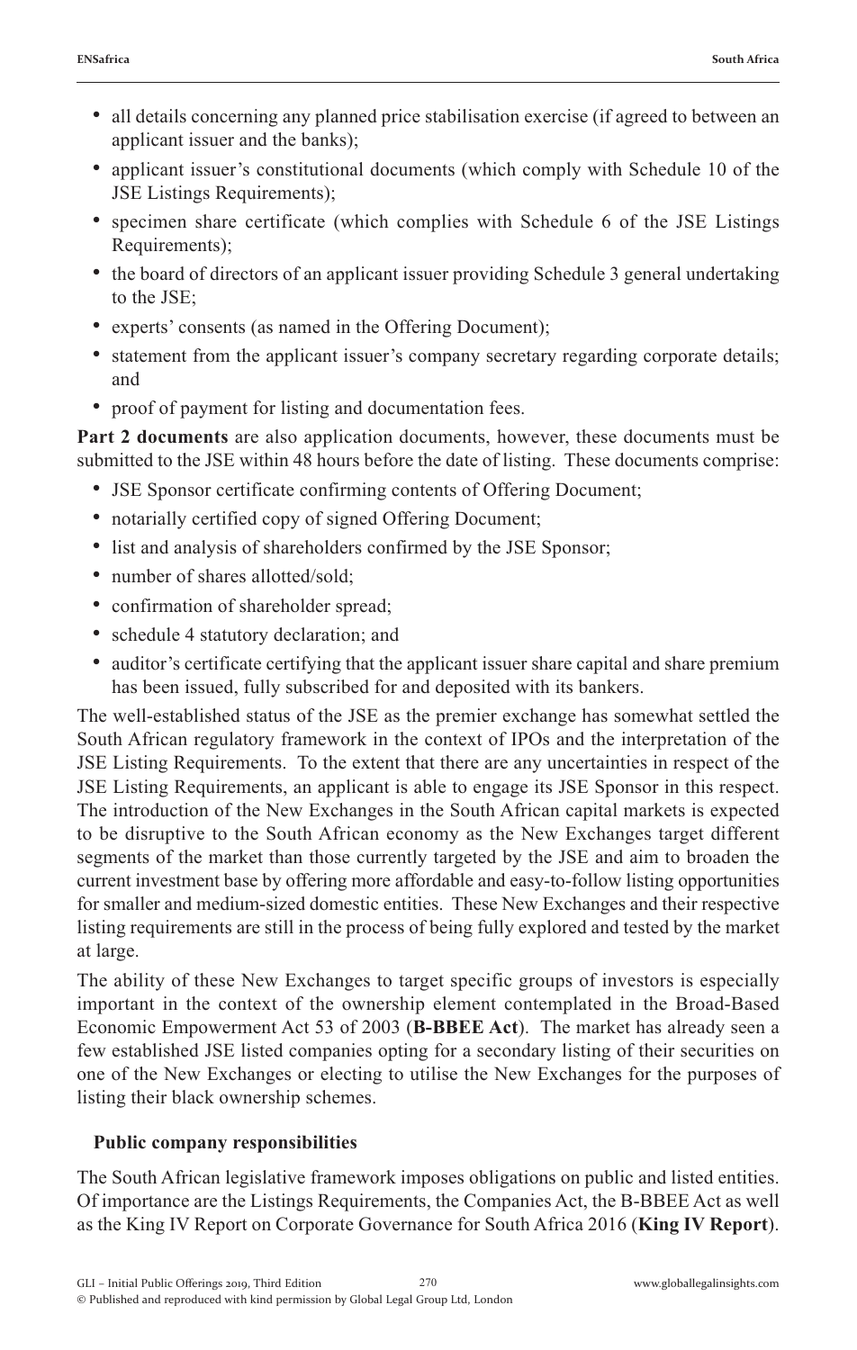- all details concerning any planned price stabilisation exercise (if agreed to between an applicant issuer and the banks);
- applicant issuer's constitutional documents (which comply with Schedule 10 of the JSE Listings Requirements);
- specimen share certificate (which complies with Schedule 6 of the JSE Listings Requirements);
- the board of directors of an applicant issuer providing Schedule 3 general undertaking to the JSE;
- experts' consents (as named in the Offering Document);
- statement from the applicant issuer's company secretary regarding corporate details; and
- proof of payment for listing and documentation fees.

**Part 2 documents** are also application documents, however, these documents must be submitted to the JSE within 48 hours before the date of listing. These documents comprise:

- JSE Sponsor certificate confirming contents of Offering Document;
- notarially certified copy of signed Offering Document;
- list and analysis of shareholders confirmed by the JSE Sponsor;
- number of shares allotted/sold;
- confirmation of shareholder spread;
- schedule 4 statutory declaration; and
- auditor's certificate certifying that the applicant issuer share capital and share premium has been issued, fully subscribed for and deposited with its bankers.

The well-established status of the JSE as the premier exchange has somewhat settled the South African regulatory framework in the context of IPOs and the interpretation of the JSE Listing Requirements. To the extent that there are any uncertainties in respect of the JSE Listing Requirements, an applicant is able to engage its JSE Sponsor in this respect. The introduction of the New Exchanges in the South African capital markets is expected to be disruptive to the South African economy as the New Exchanges target different segments of the market than those currently targeted by the JSE and aim to broaden the current investment base by offering more affordable and easy-to-follow listing opportunities for smaller and medium-sized domestic entities. These New Exchanges and their respective listing requirements are still in the process of being fully explored and tested by the market at large.

The ability of these New Exchanges to target specific groups of investors is especially important in the context of the ownership element contemplated in the Broad-Based Economic Empowerment Act 53 of 2003 (**B-BBEE Act**). The market has already seen a few established JSE listed companies opting for a secondary listing of their securities on one of the New Exchanges or electing to utilise the New Exchanges for the purposes of listing their black ownership schemes.

## Public company responsibilities

The South African legislative framework imposes obligations on public and listed entities. Of importance are the Listings Requirements, the Companies Act, the B-BBEE Act as well as the King IV Report on Corporate Governance for South Africa 2016 (**King IV Report**).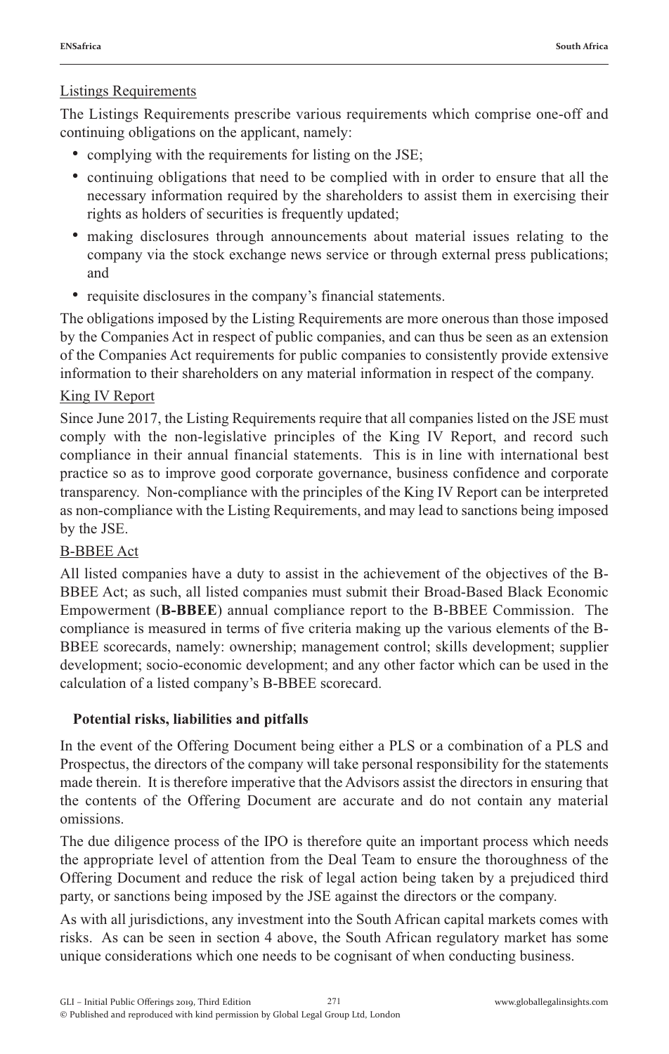### Listings Requirements

The Listings Requirements prescribe various requirements which comprise one-off and continuing obligations on the applicant, namely:

- complying with the requirements for listing on the JSE;
- continuing obligations that need to be complied with in order to ensure that all the necessary information required by the shareholders to assist them in exercising their rights as holders of securities is frequently updated;
- making disclosures through announcements about material issues relating to the company via the stock exchange news service or through external press publications; and
- requisite disclosures in the company's financial statements.

The obligations imposed by the Listing Requirements are more onerous than those imposed by the Companies Act in respect of public companies, and can thus be seen as an extension of the Companies Act requirements for public companies to consistently provide extensive information to their shareholders on any material information in respect of the company.

### King IV Report

Since June 2017, the Listing Requirements require that all companies listed on the JSE must comply with the non-legislative principles of the King IV Report, and record such compliance in their annual financial statements. This is in line with international best practice so as to improve good corporate governance, business confidence and corporate transparency. Non-compliance with the principles of the King IV Report can be interpreted as non-compliance with the Listing Requirements, and may lead to sanctions being imposed by the JSE.

### B-BBEE Act

All listed companies have a duty to assist in the achievement of the objectives of the B-BBEE Act; as such, all listed companies must submit their Broad-Based Black Economic Empowerment (**B-BBEE**) annual compliance report to the B-BBEE Commission. The compliance is measured in terms of five criteria making up the various elements of the B-BBEE scorecards, namely: ownership; management control; skills development; supplier development; socio-economic development; and any other factor which can be used in the calculation of a listed company's B-BBEE scorecard.

## Potential risks, liabilities and pitfalls

In the event of the Offering Document being either a PLS or a combination of a PLS and Prospectus, the directors of the company will take personal responsibility for the statements made therein. It is therefore imperative that the Advisors assist the directors in ensuring that the contents of the Offering Document are accurate and do not contain any material omissions.

The due diligence process of the IPO is therefore quite an important process which needs the appropriate level of attention from the Deal Team to ensure the thoroughness of the Offering Document and reduce the risk of legal action being taken by a prejudiced third party, or sanctions being imposed by the JSE against the directors or the company.

As with all jurisdictions, any investment into the South African capital markets comes with risks. As can be seen in section 4 above, the South African regulatory market has some unique considerations which one needs to be cognisant of when conducting business.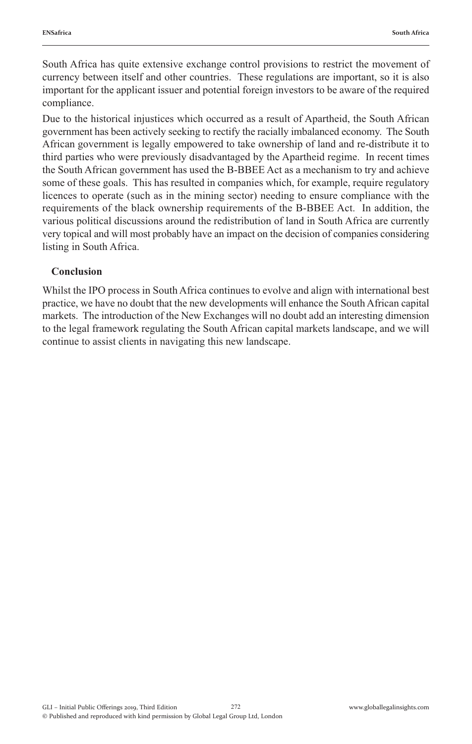South Africa has quite extensive exchange control provisions to restrict the movement of currency between itself and other countries. These regulations are important, so it is also important for the applicant issuer and potential foreign investors to be aware of the required compliance.

Due to the historical injustices which occurred as a result of Apartheid, the South African government has been actively seeking to rectify the racially imbalanced economy. The South African government is legally empowered to take ownership of land and re-distribute it to third parties who were previously disadvantaged by the Apartheid regime. In recent times the South African government has used the B-BBEE Act as a mechanism to try and achieve some of these goals. This has resulted in companies which, for example, require regulatory licences to operate (such as in the mining sector) needing to ensure compliance with the requirements of the black ownership requirements of the B-BBEE Act. In addition, the various political discussions around the redistribution of land in South Africa are currently very topical and will most probably have an impact on the decision of companies considering listing in South Africa.

## Conclusion

Whilst the IPO process in South Africa continues to evolve and align with international best practice, we have no doubt that the new developments will enhance the South African capital markets. The introduction of the New Exchanges will no doubt add an interesting dimension to the legal framework regulating the South African capital markets landscape, and we will continue to assist clients in navigating this new landscape.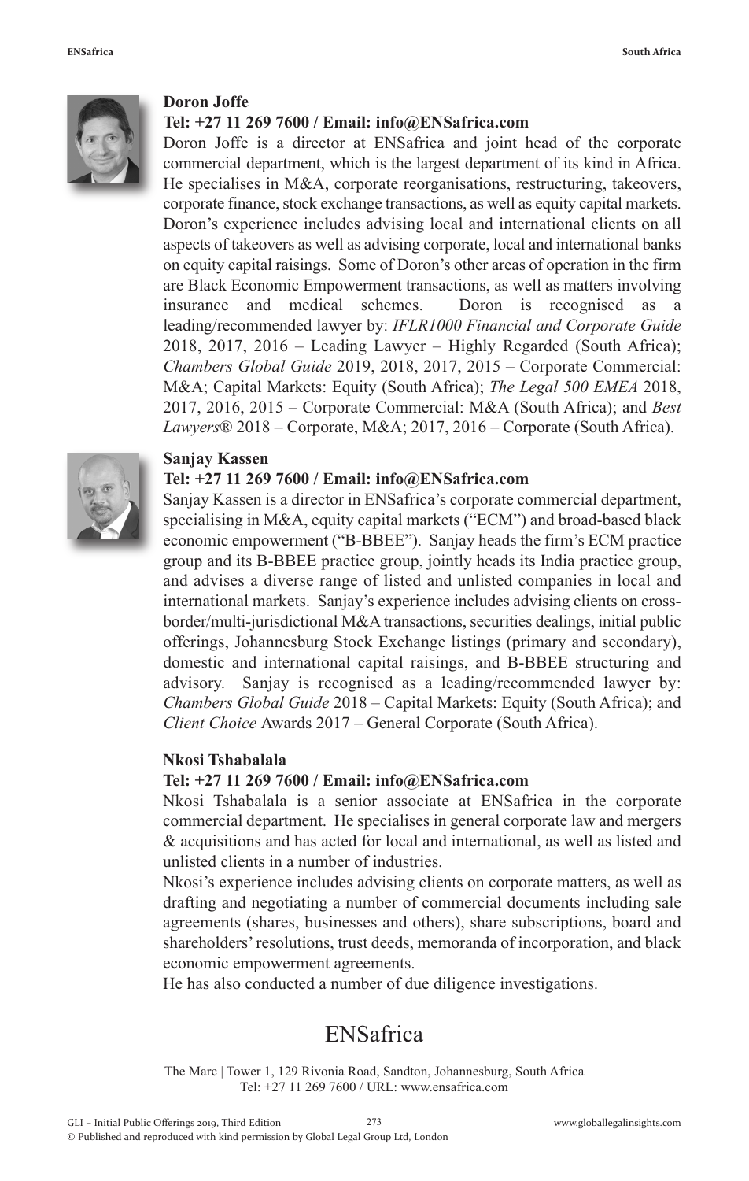**Doron Joffe**

**Tel: +27 11 269 7600 / Email: info@ENSafrica.com**

Doron Joffe is a director at ENSafrica and joint head of the corporate commercial department, which is the largest department of its kind in Africa. He specialises in M&A, corporate reorganisations, restructuring, takeovers, corporate finance, stock exchange transactions, as well as equity capital markets. Doron's experience includes advising local and international clients on all aspects of takeovers as well as advising corporate, local and international banks on equity capital raisings. Some of Doron's other areas of operation in the firm are Black Economic Empowerment transactions, as well as matters involving insurance and medical schemes. Doron is recognised as a leading/recommended lawyer by: *IFLR1000 Financial and Corporate Guide* 2018, 2017, 2016 – Leading Lawyer – Highly Regarded (South Africa); *Chambers Global Guide* 2019, 2018, 2017, 2015 – Corporate Commercial: M&A; Capital Markets: Equity (South Africa); *The Legal 500 EMEA* 2018, 2017, 2016, 2015 – Corporate Commercial: M&A (South Africa); and *Best Lawyers®* 2018 – Corporate, M&A; 2017, 2016 – Corporate (South Africa).

**Sanjay Kassen**

**Tel: +27 11 269 7600 / Email: info@ENSafrica.com**

Sanjay Kassen is a director in ENSafrica's corporate commercial department, specialising in M&A, equity capital markets ("ECM") and broad-based black economic empowerment ("B-BBEE"). Sanjay heads the firm's ECM practice group and its B-BBEE practice group, jointly heads its India practice group, and advises a diverse range of listed and unlisted companies in local and international markets. Sanjay's experience includes advising clients on cross-border/multi-jurisdictional M&A transactions, securities dealings, initial public offerings, Johannesburg Stock Exchange listings (primary and secondary), domestic and international capital raisings, and B-BBEE structuring and advisory. Sanjay is recognised as a leading/recommended lawyer by: *Chambers Global Guide* 2018 – Capital Markets: Equity (South Africa); and *Client Choice* Awards 2017 – General Corporate (South Africa).

**Nkosi Tshabalala**

**Tel: +27 11 269 7600 / Email: info@ENSafrica.com**

Nkosi Tshabalala is a senior associate at ENSafrica in the corporate commercial department. He specialises in general corporate law and mergers & acquisitions and has acted for local and international, as well as listed and unlisted clients in a number of industries.

Nkosi's experience includes advising clients on corporate matters, as well as drafting and negotiating a number of commercial documents including sale agreements (shares, businesses and others), share subscriptions, board and shareholders' resolutions, trust deeds, memoranda of incorporation, and black economic empowerment agreements.

He has also conducted a number of due diligence investigations.

# ENSafrica

The Marc | Tower 1, 129 Rivonia Road, Sandton, Johannesburg, South Africa
Tel: +27 11 269 7600 / URL: www.ensafrica.com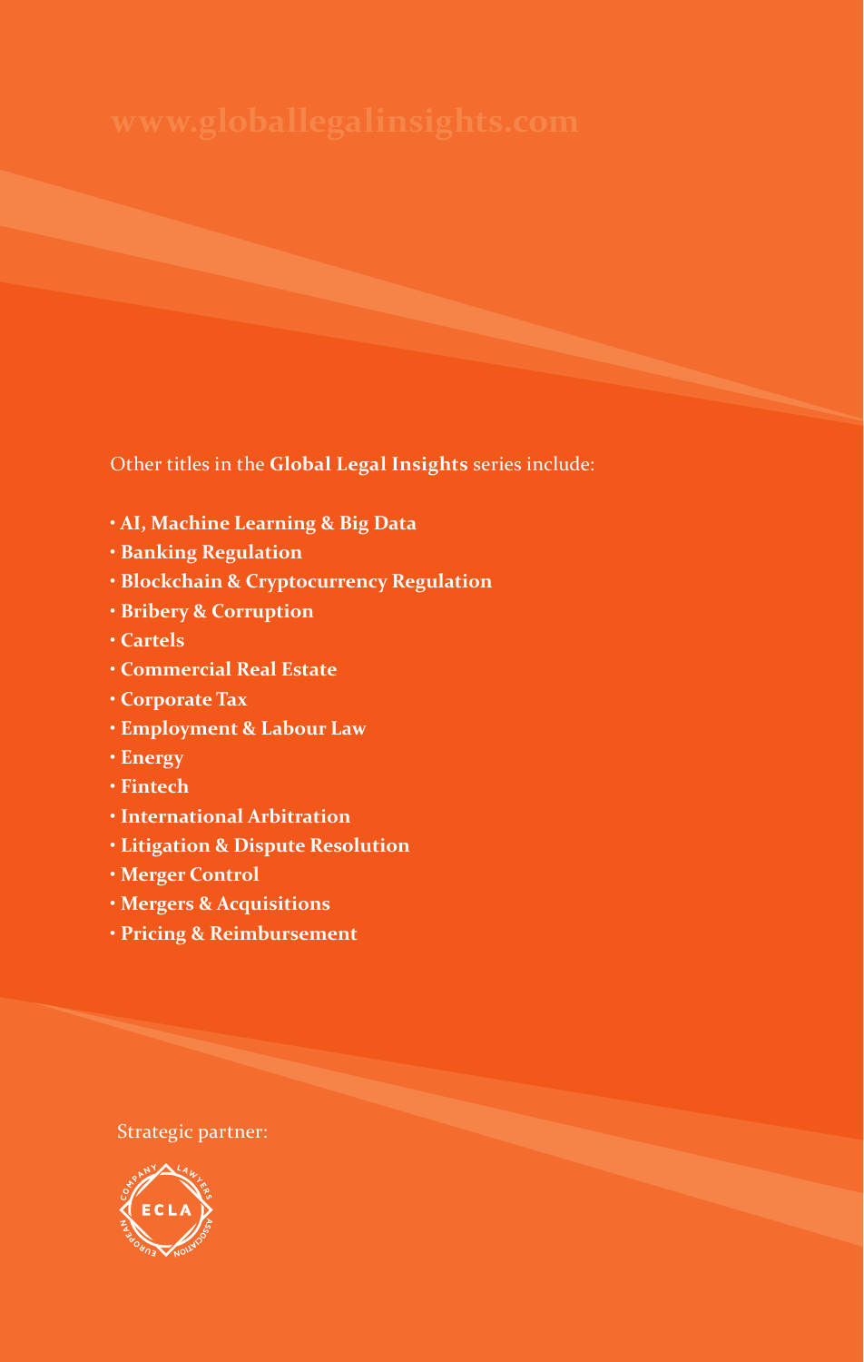www.globallegalinsights.com

Other titles in the **Global Legal Insights** series include:

- **AI, Machine Learning & Big Data**
- **Banking Regulation**
- **Blockchain & Cryptocurrency Regulation**
- **Bribery & Corruption**
- **Cartels**
- **Commercial Real Estate**
- **Corporate Tax**
- **Employment & Labour Law**
- **Energy**
- **Fintech**
- **International Arbitration**
- **Litigation & Dispute Resolution**
- **Merger Control**
- **Mergers & Acquisitions**
- **Pricing & Reimbursement**

Strategic partner:

ECLA